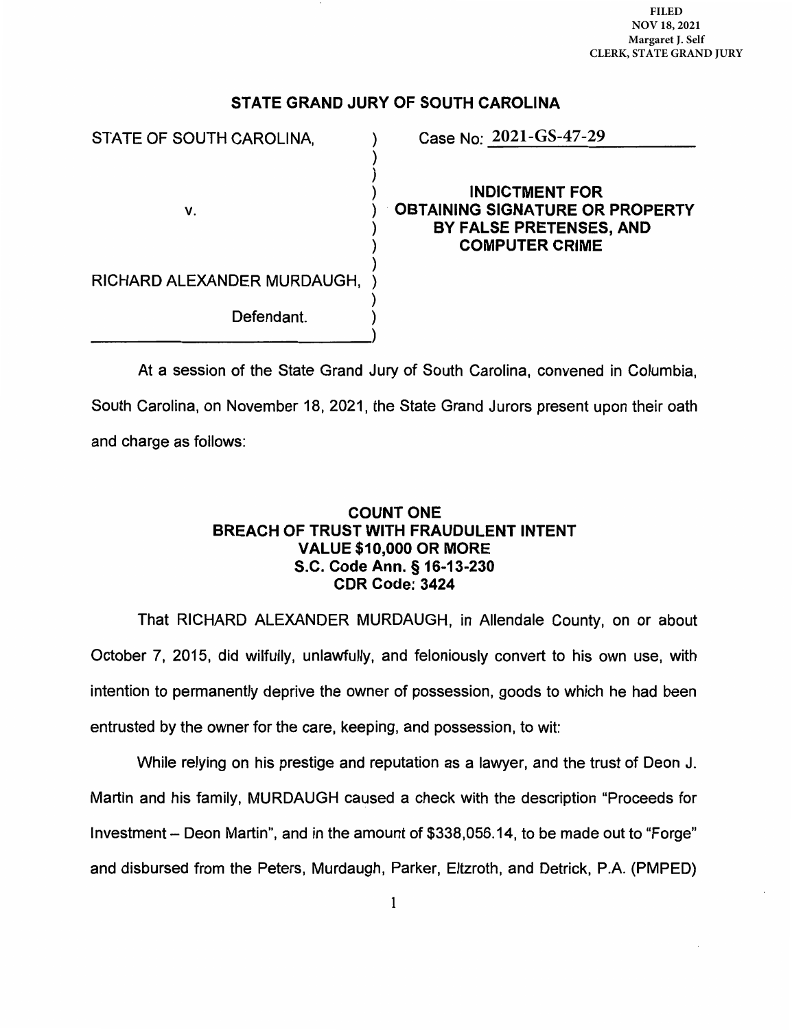FILED
NOV 18, 2021
Margaret J. Self
CLERK, STATE GRAND JURY

## STATE GRAND JURY OF SOUTH CAROLINA

STATE OF SOUTH CAROLINA,

v.

RICHARD ALEXANDER MURDAUGH,

Defendant.

Case No: 2021-GS-47-29

**INDICTMENT FOR OBTAINING SIGNATURE OR PROPERTY BY FALSE PRETENSES, AND COMPUTER CRIME**

At a session of the State Grand Jury of South Carolina, convened in Columbia, South Carolina, on November 18, 2021, the State Grand Jurors present upon their oath and charge as follows:

### COUNT ONE
### BREACH OF TRUST WITH FRAUDULENT INTENT
### VALUE $10,000 OR MORE
### S.C. Code Ann. § 16-13-230
### CDR Code: 3424

That RICHARD ALEXANDER MURDAUGH, in Allendale County, on or about October 7, 2015, did wilfully, unlawfully, and feloniously convert to his own use, with intention to permanently deprive the owner of possession, goods to which he had been entrusted by the owner for the care, keeping, and possession, to wit:

While relying on his prestige and reputation as a lawyer, and the trust of Deon J. Martin and his family, MURDAUGH caused a check with the description "Proceeds for Investment – Deon Martin", and in the amount of $338,056.14, to be made out to "Forge" and disbursed from the Peters, Murdaugh, Parker, Eltzroth, and Detrick, P.A. (PMPED)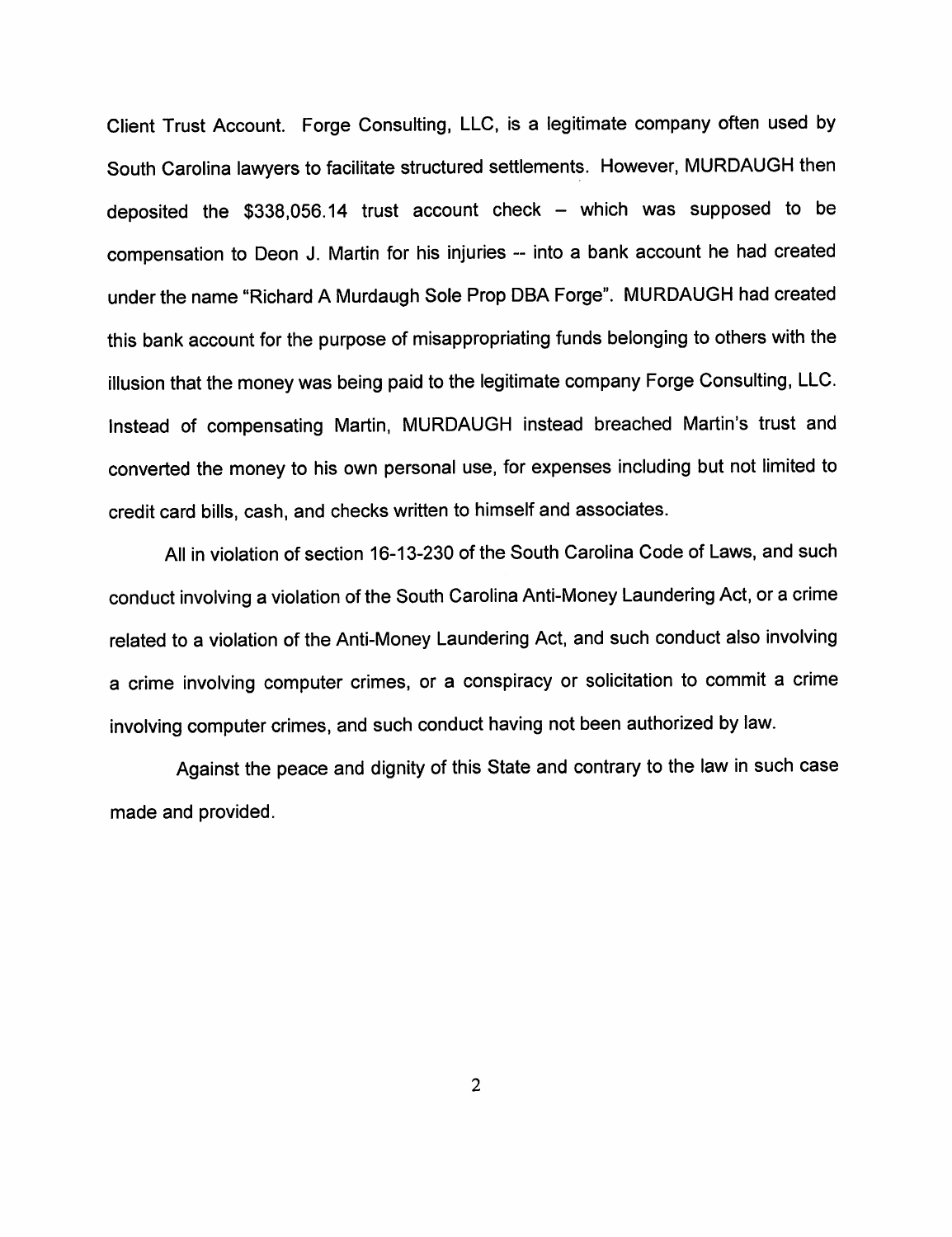Client Trust Account. Forge Consulting, LLC, is a legitimate company often used by South Carolina lawyers to facilitate structured settlements. However, MURDAUGH then deposited the $338,056.14 trust account check – which was supposed to be compensation to Deon J. Martin for his injuries -- into a bank account he had created under the name "Richard A Murdaugh Sole Prop DBA Forge". MURDAUGH had created this bank account for the purpose of misappropriating funds belonging to others with the illusion that the money was being paid to the legitimate company Forge Consulting, LLC. Instead of compensating Martin, MURDAUGH instead breached Martin's trust and converted the money to his own personal use, for expenses including but not limited to credit card bills, cash, and checks written to himself and associates.

All in violation of section 16-13-230 of the South Carolina Code of Laws, and such conduct involving a violation of the South Carolina Anti-Money Laundering Act, or a crime related to a violation of the Anti-Money Laundering Act, and such conduct also involving a crime involving computer crimes, or a conspiracy or solicitation to commit a crime involving computer crimes, and such conduct having not been authorized by law.

Against the peace and dignity of this State and contrary to the law in such case made and provided.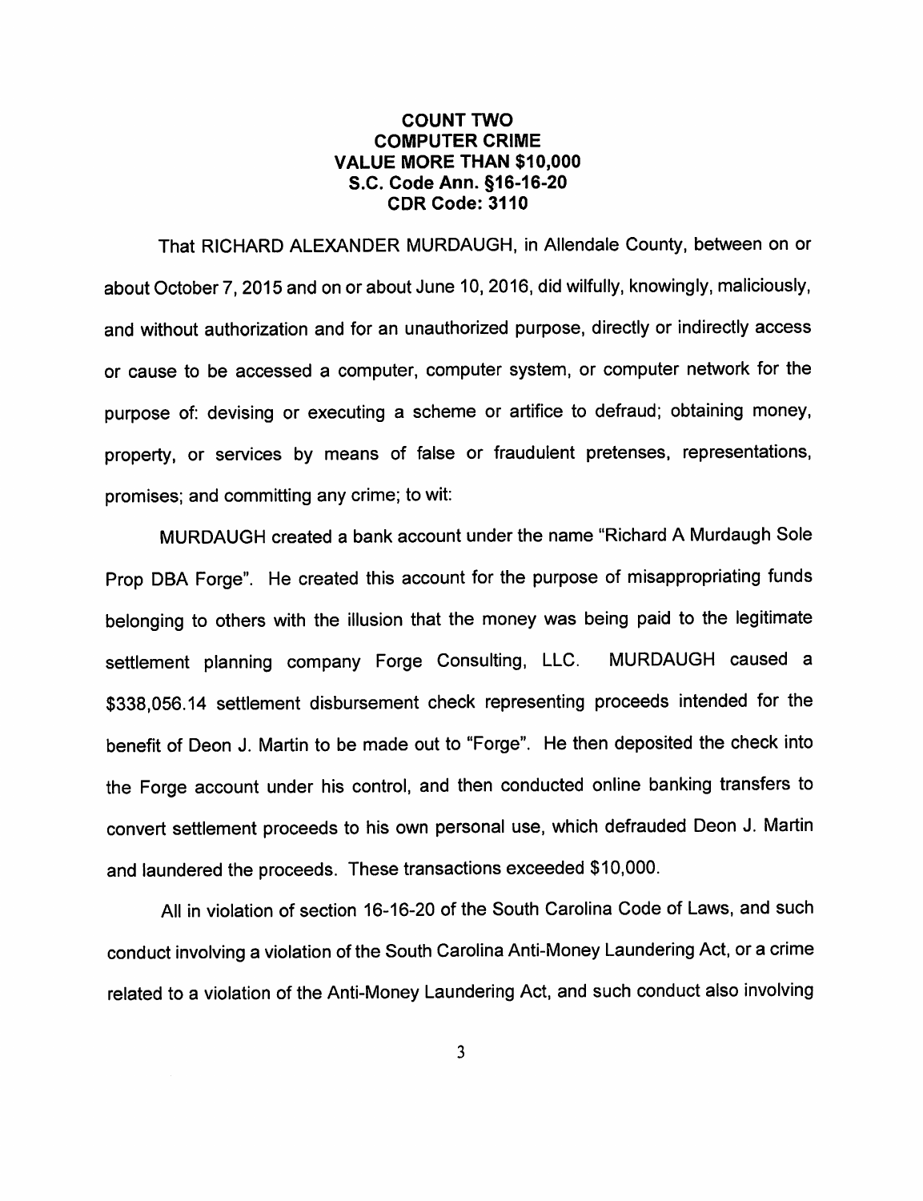**COUNT TWO**
**COMPUTER CRIME**
**VALUE MORE THAN $10,000**
**S.C. Code Ann. §16-16-20**
**CDR Code: 3110**

That RICHARD ALEXANDER MURDAUGH, in Allendale County, between on or about October 7, 2015 and on or about June 10, 2016, did wilfully, knowingly, maliciously, and without authorization and for an unauthorized purpose, directly or indirectly access or cause to be accessed a computer, computer system, or computer network for the purpose of: devising or executing a scheme or artifice to defraud; obtaining money, property, or services by means of false or fraudulent pretenses, representations, promises; and committing any crime; to wit:

MURDAUGH created a bank account under the name "Richard A Murdaugh Sole Prop DBA Forge". He created this account for the purpose of misappropriating funds belonging to others with the illusion that the money was being paid to the legitimate settlement planning company Forge Consulting, LLC. MURDAUGH caused a $338,056.14 settlement disbursement check representing proceeds intended for the benefit of Deon J. Martin to be made out to "Forge". He then deposited the check into the Forge account under his control, and then conducted online banking transfers to convert settlement proceeds to his own personal use, which defrauded Deon J. Martin and laundered the proceeds. These transactions exceeded $10,000.

All in violation of section 16-16-20 of the South Carolina Code of Laws, and such conduct involving a violation of the South Carolina Anti-Money Laundering Act, or a crime related to a violation of the Anti-Money Laundering Act, and such conduct also involving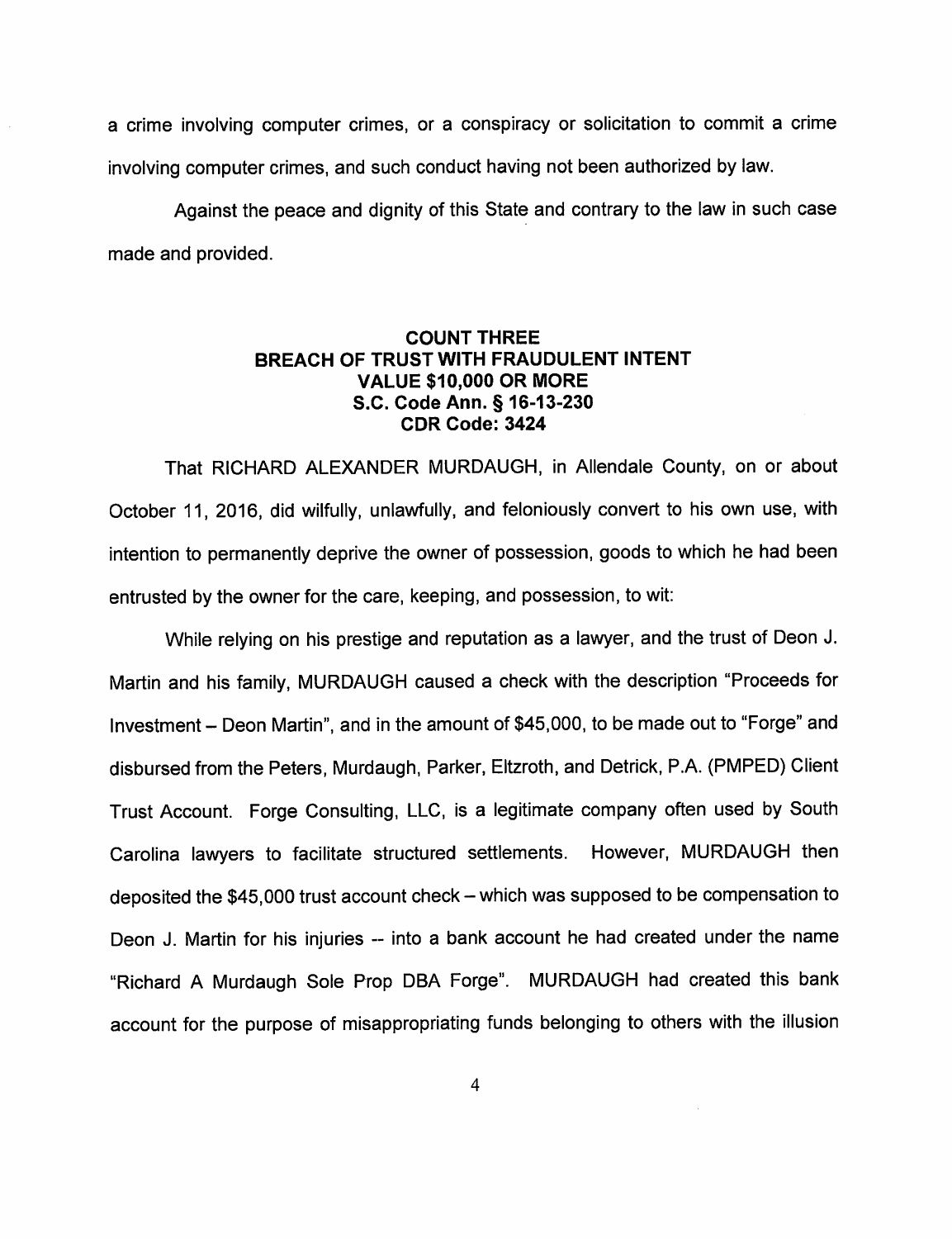a crime involving computer crimes, or a conspiracy or solicitation to commit a crime involving computer crimes, and such conduct having not been authorized by law.

Against the peace and dignity of this State and contrary to the law in such case made and provided.

## COUNT THREE
## BREACH OF TRUST WITH FRAUDULENT INTENT
## VALUE $10,000 OR MORE
## S.C. Code Ann. § 16-13-230
## CDR Code: 3424

That RICHARD ALEXANDER MURDAUGH, in Allendale County, on or about October 11, 2016, did wilfully, unlawfully, and feloniously convert to his own use, with intention to permanently deprive the owner of possession, goods to which he had been entrusted by the owner for the care, keeping, and possession, to wit:

While relying on his prestige and reputation as a lawyer, and the trust of Deon J. Martin and his family, MURDAUGH caused a check with the description "Proceeds for Investment – Deon Martin", and in the amount of $45,000, to be made out to "Forge" and disbursed from the Peters, Murdaugh, Parker, Eltzroth, and Detrick, P.A. (PMPED) Client Trust Account. Forge Consulting, LLC, is a legitimate company often used by South Carolina lawyers to facilitate structured settlements. However, MURDAUGH then deposited the $45,000 trust account check – which was supposed to be compensation to Deon J. Martin for his injuries -- into a bank account he had created under the name "Richard A Murdaugh Sole Prop DBA Forge". MURDAUGH had created this bank account for the purpose of misappropriating funds belonging to others with the illusion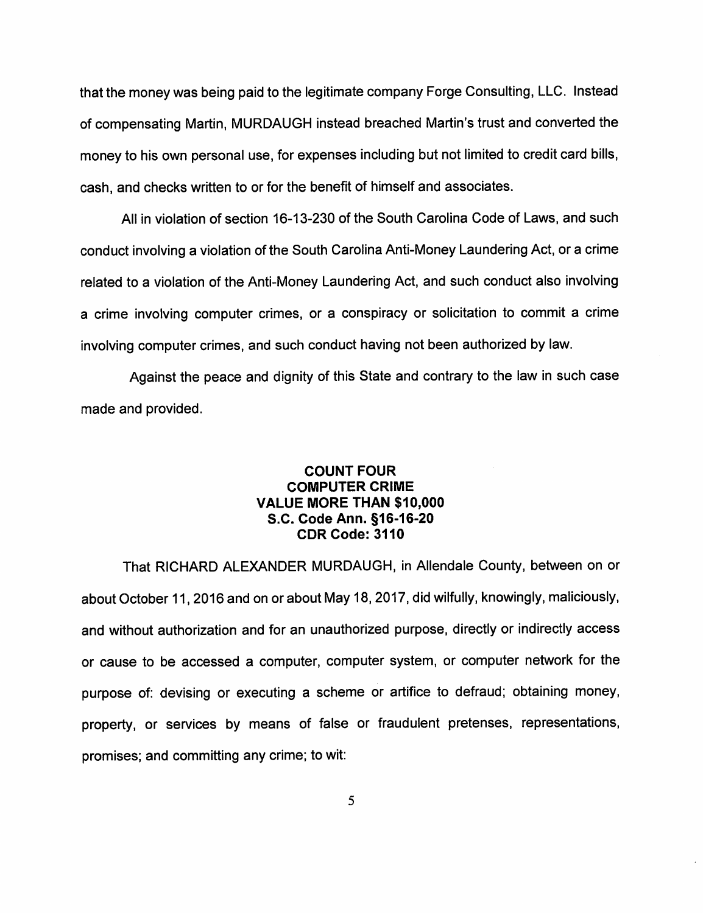that the money was being paid to the legitimate company Forge Consulting, LLC. Instead of compensating Martin, MURDAUGH instead breached Martin's trust and converted the money to his own personal use, for expenses including but not limited to credit card bills, cash, and checks written to or for the benefit of himself and associates.

All in violation of section 16-13-230 of the South Carolina Code of Laws, and such conduct involving a violation of the South Carolina Anti-Money Laundering Act, or a crime related to a violation of the Anti-Money Laundering Act, and such conduct also involving a crime involving computer crimes, or a conspiracy or solicitation to commit a crime involving computer crimes, and such conduct having not been authorized by law.

Against the peace and dignity of this State and contrary to the law in such case made and provided.

**COUNT FOUR**
**COMPUTER CRIME**
**VALUE MORE THAN $10,000**
**S.C. Code Ann. §16-16-20**
**CDR Code: 3110**

That RICHARD ALEXANDER MURDAUGH, in Allendale County, between on or about October 11, 2016 and on or about May 18, 2017, did wilfully, knowingly, maliciously, and without authorization and for an unauthorized purpose, directly or indirectly access or cause to be accessed a computer, computer system, or computer network for the purpose of: devising or executing a scheme or artifice to defraud; obtaining money, property, or services by means of false or fraudulent pretenses, representations, promises; and committing any crime; to wit: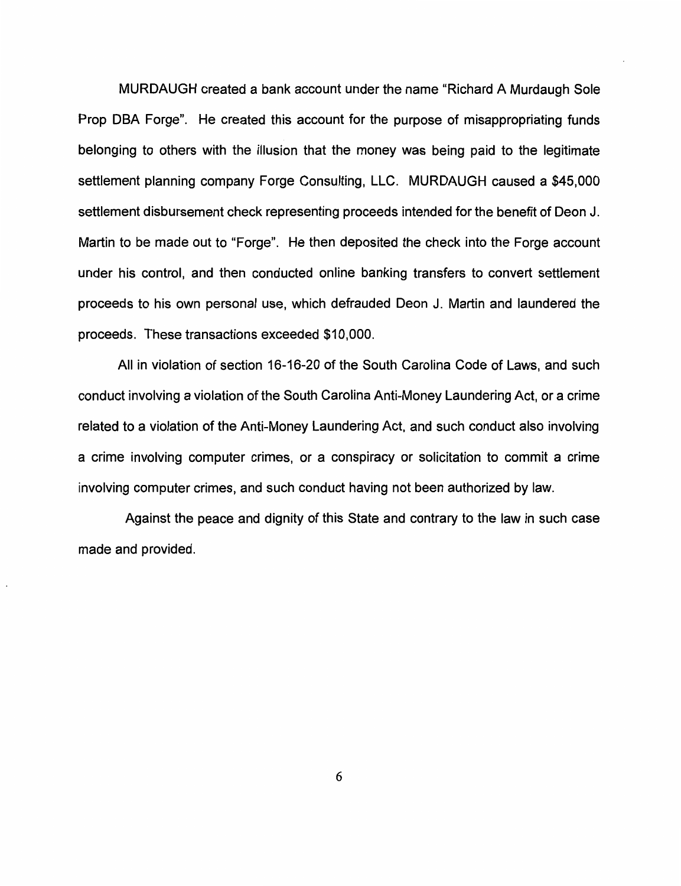MURDAUGH created a bank account under the name "Richard A Murdaugh Sole Prop DBA Forge". He created this account for the purpose of misappropriating funds belonging to others with the illusion that the money was being paid to the legitimate settlement planning company Forge Consulting, LLC. MURDAUGH caused a $45,000 settlement disbursement check representing proceeds intended for the benefit of Deon J. Martin to be made out to "Forge". He then deposited the check into the Forge account under his control, and then conducted online banking transfers to convert settlement proceeds to his own personal use, which defrauded Deon J. Martin and laundered the proceeds. These transactions exceeded $10,000.

All in violation of section 16-16-20 of the South Carolina Code of Laws, and such conduct involving a violation of the South Carolina Anti-Money Laundering Act, or a crime related to a violation of the Anti-Money Laundering Act, and such conduct also involving a crime involving computer crimes, or a conspiracy or solicitation to commit a crime involving computer crimes, and such conduct having not been authorized by law.

Against the peace and dignity of this State and contrary to the law in such case made and provided.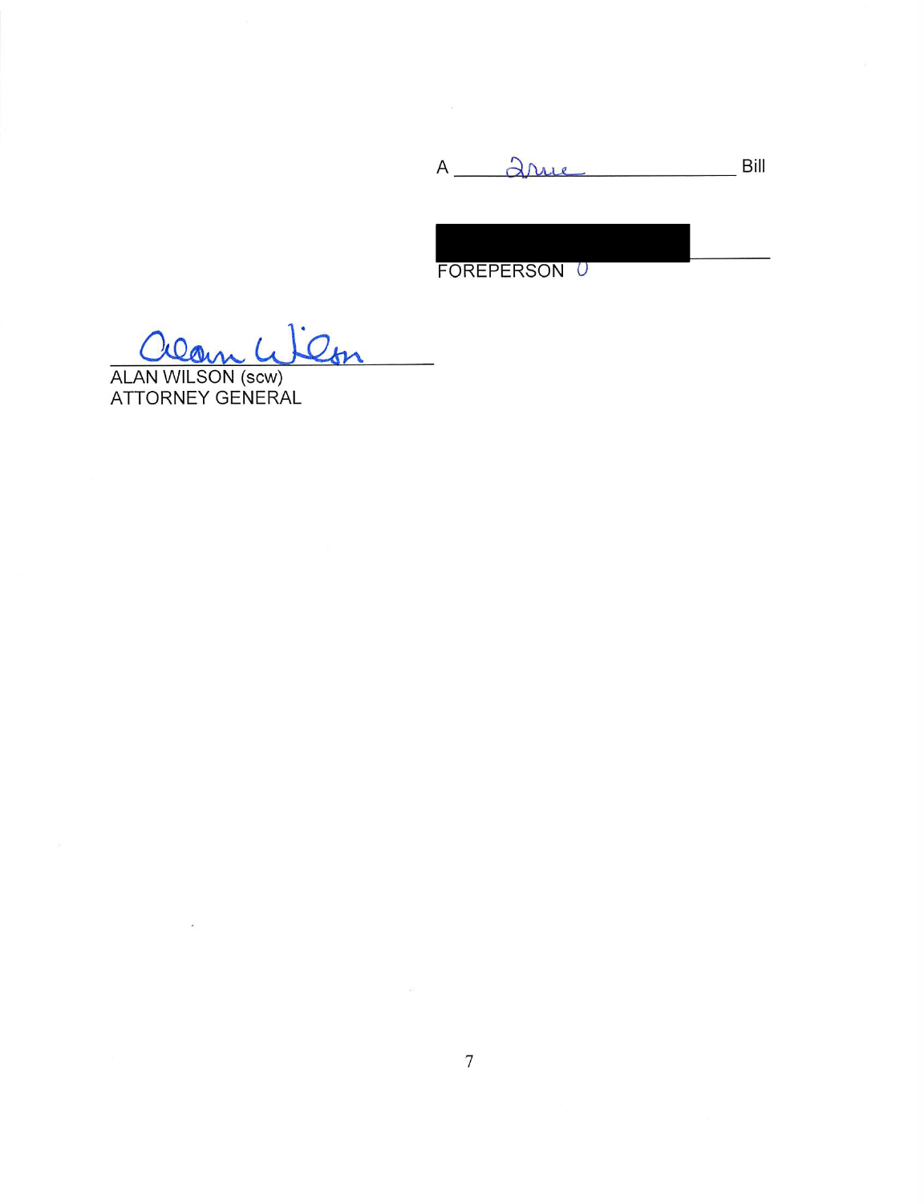A True Bill

FOREPERSON

ALAN WILSON (scw)
ATTORNEY GENERAL